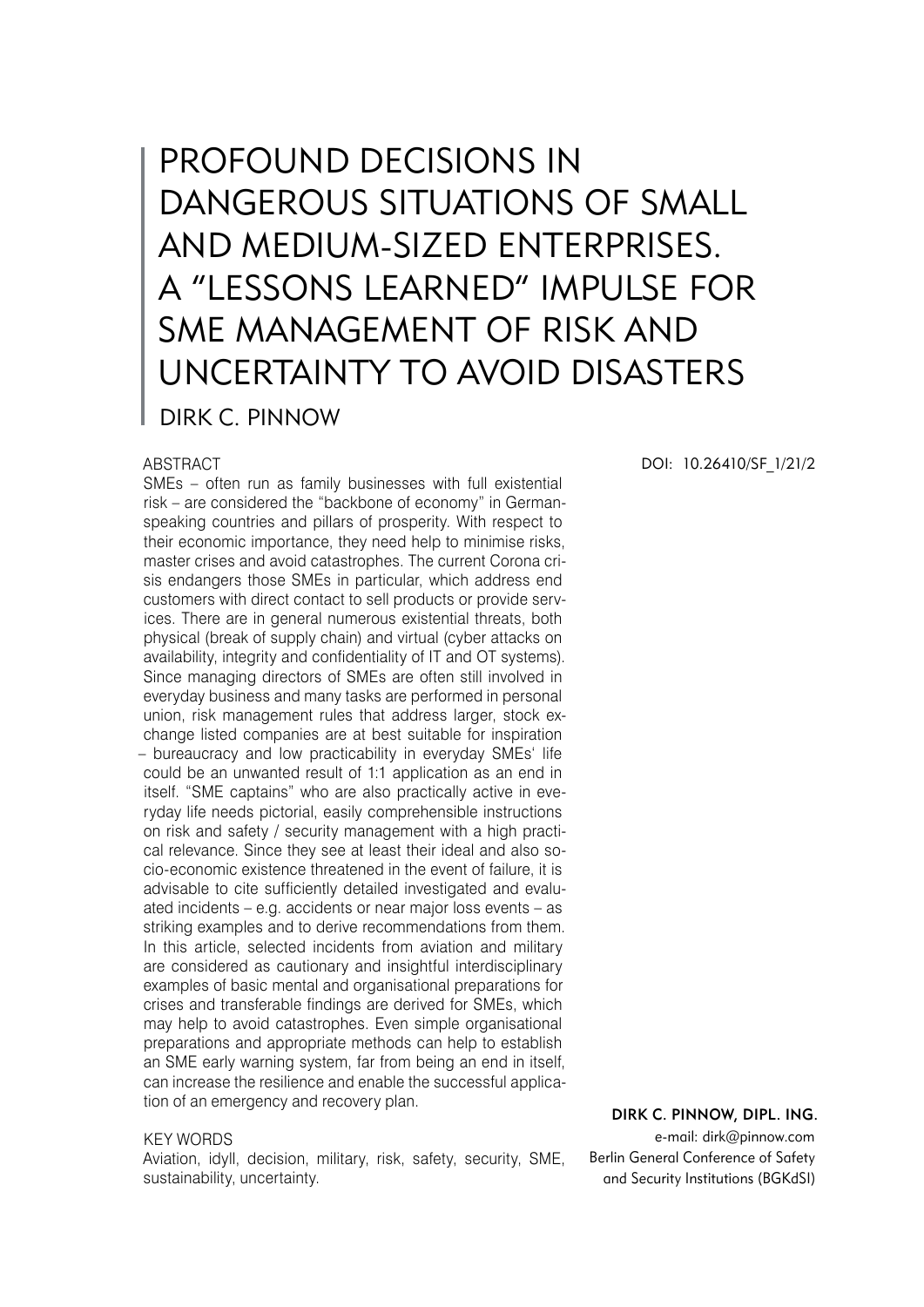# PROFOUND DECISIONS IN DANGEROUS SITUATIONS OF SMALL AND MEDIUM-SIZED ENTERPRISES. A "LESSONS LEARNED" IMPULSE FOR SME MANAGEMENT OF RISK AND UNCERTAINTY TO AVOID DISASTERS

DIRK C. PINNOW

DOI: 10.26410/SF_1/21/2

## ABSTRACT

SMEs – often run as family businesses with full existential risk – are considered the "backbone of economy" in German-speaking countries and pillars of prosperity. With respect to their economic importance, they need help to minimise risks, master crises and avoid catastrophes. The current Corona crisis endangers those SMEs in particular, which address end customers with direct contact to sell products or provide services. There are in general numerous existential threats, both physical (break of supply chain) and virtual (cyber attacks on availability, integrity and confidentiality of IT and OT systems). Since managing directors of SMEs are often still involved in everyday business and many tasks are performed in personal union, risk management rules that address larger, stock exchange listed companies are at best suitable for inspiration – bureaucracy and low practicability in everyday SMEs' life could be an unwanted result of 1:1 application as an end in itself. "SME captains" who are also practically active in everyday life needs pictorial, easily comprehensible instructions on risk and safety / security management with a high practical relevance. Since they see at least their ideal and also socio-economic existence threatened in the event of failure, it is advisable to cite sufficiently detailed investigated and evaluated incidents – e.g. accidents or near major loss events – as striking examples and to derive recommendations from them. In this article, selected incidents from aviation and military are considered as cautionary and insightful interdisciplinary examples of basic mental and organisational preparations for crises and transferable findings are derived for SMEs, which may help to avoid catastrophes. Even simple organisational preparations and appropriate methods can help to establish an SME early warning system, far from being an end in itself, can increase the resilience and enable the successful application of an emergency and recovery plan.

## KEY WORDS

Aviation, idyll, decision, military, risk, safety, security, SME, sustainability, uncertainty.

**DIRK C. PINNOW, DIPL. ING.**
e-mail: dirk@pinnow.com
Berlin General Conference of Safety and Security Institutions (BGKdSI)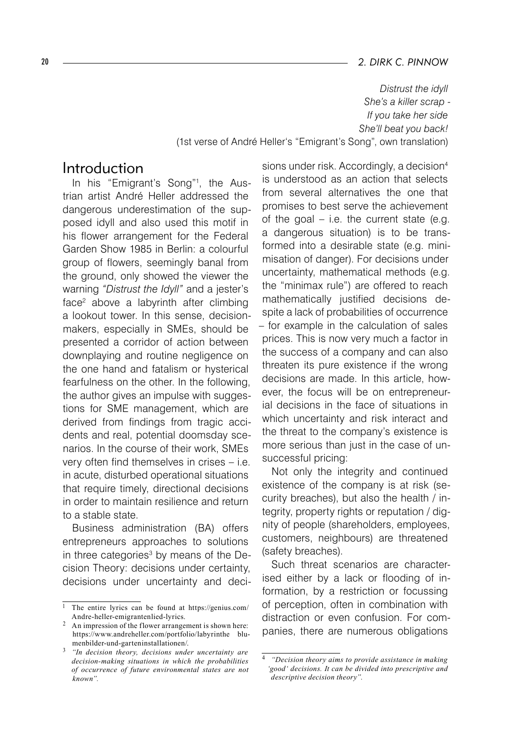*Distrust the idyll*
*She's a killer scrap -*
*If you take her side*
*She'll beat you back!*
(1st verse of André Heller's "Emigrant's Song", own translation)

## Introduction

In his "Emigrant's Song"[1], the Austrian artist André Heller addressed the dangerous underestimation of the supposed idyll and also used this motif in his flower arrangement for the Federal Garden Show 1985 in Berlin: a colourful group of flowers, seemingly banal from the ground, only showed the viewer the warning *"Distrust the Idyll"* and a jester's face[2] above a labyrinth after climbing a lookout tower. In this sense, decision-makers, especially in SMEs, should be presented a corridor of action between downplaying and routine negligence on the one hand and fatalism or hysterical fearfulness on the other. In the following, the author gives an impulse with suggestions for SME management, which are derived from findings from tragic accidents and real, potential doomsday scenarios. In the course of their work, SMEs very often find themselves in crises – i.e. in acute, disturbed operational situations that require timely, directional decisions in order to maintain resilience and return to a stable state.

Business administration (BA) offers entrepreneurs approaches to solutions in three categories[3] by means of the Decision Theory: decisions under certainty, decisions under uncertainty and decisions under risk. Accordingly, a decision[4] is understood as an action that selects from several alternatives the one that promises to best serve the achievement of the goal – i.e. the current state (e.g. a dangerous situation) is to be transformed into a desirable state (e.g. minimisation of danger). For decisions under uncertainty, mathematical methods (e.g. the "minimax rule") are offered to reach mathematically justified decisions despite a lack of probabilities of occurrence – for example in the calculation of sales prices. This is now very much a factor in the success of a company and can also threaten its pure existence if the wrong decisions are made. In this article, however, the focus will be on entrepreneurial decisions in the face of situations in which uncertainty and risk interact and the threat to the company's existence is more serious than just in the case of unsuccessful pricing:

Not only the integrity and continued existence of the company is at risk (security breaches), but also the health / integrity, property rights or reputation / dignity of people (shareholders, employees, customers, neighbours) are threatened (safety breaches).

Such threat scenarios are characterised either by a lack or flooding of information, by a restriction or focussing of perception, often in combination with distraction or even confusion. For companies, there are numerous obligations

---

[1] The entire lyrics can be found at https://genius.com/Andre-heller-emigrantenlied-lyrics.

[2] An impression of the flower arrangement is shown here: https://www.andreheller.com/portfolio/labyrinthe blumenbilder-und-garteninstallationen/.

[3] *"In decision theory, decisions under uncertainty are decision-making situations in which the probabilities of occurrence of future environmental states are not known".*

[4] *"Decision theory aims to provide assistance in making 'good' decisions. It can be divided into prescriptive and descriptive decision theory".*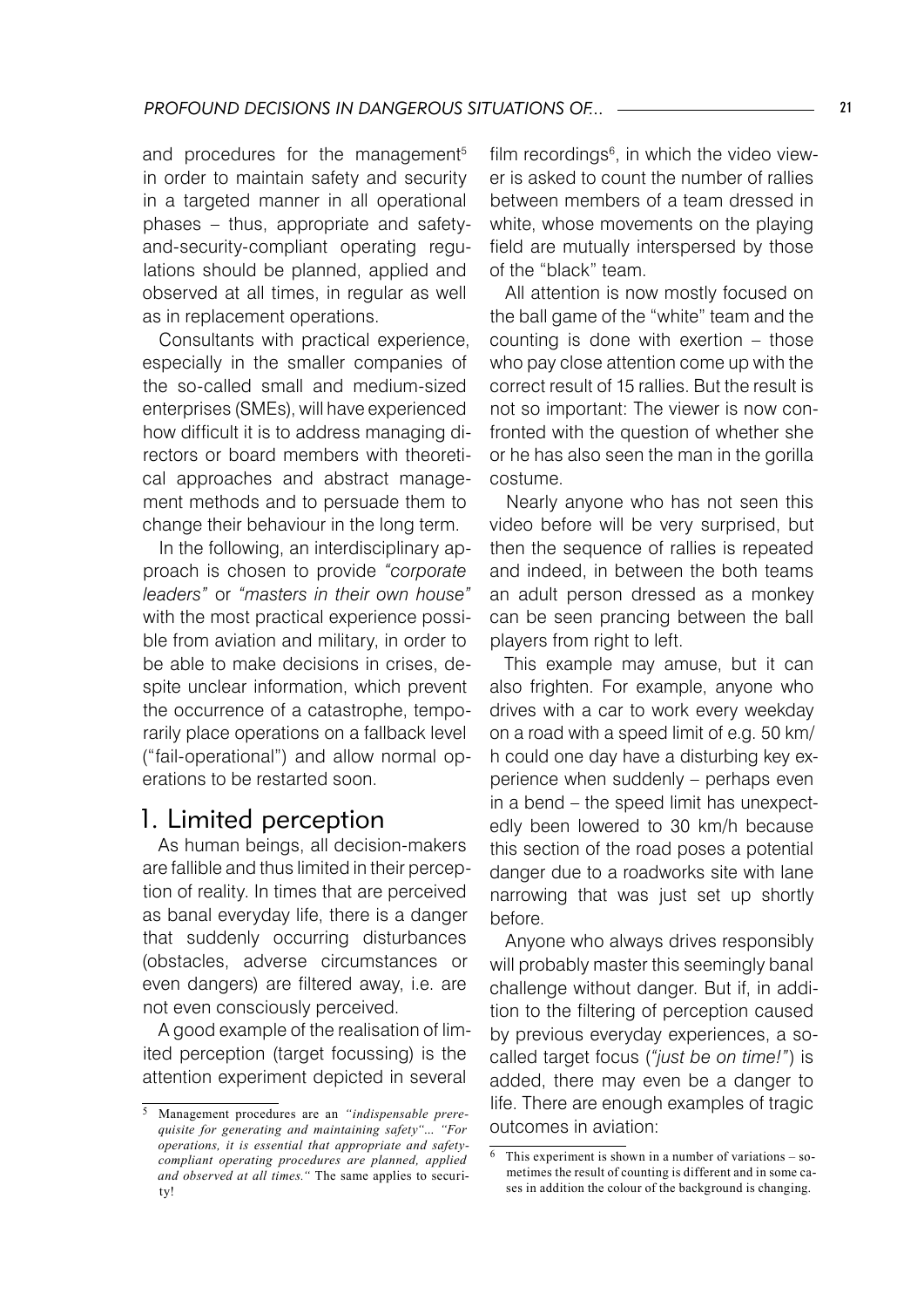and procedures for the management[5] in order to maintain safety and security in a targeted manner in all operational phases – thus, appropriate and safety-and-security-compliant operating regulations should be planned, applied and observed at all times, in regular as well as in replacement operations.

Consultants with practical experience, especially in the smaller companies of the so-called small and medium-sized enterprises (SMEs), will have experienced how difficult it is to address managing directors or board members with theoretical approaches and abstract management methods and to persuade them to change their behaviour in the long term.

In the following, an interdisciplinary approach is chosen to provide *"corporate leaders"* or *"masters in their own house"* with the most practical experience possible from aviation and military, in order to be able to make decisions in crises, despite unclear information, which prevent the occurrence of a catastrophe, temporarily place operations on a fallback level ("fail-operational") and allow normal operations to be restarted soon.

## 1. Limited perception

As human beings, all decision-makers are fallible and thus limited in their perception of reality. In times that are perceived as banal everyday life, there is a danger that suddenly occurring disturbances (obstacles, adverse circumstances or even dangers) are filtered away, i.e. are not even consciously perceived.

A good example of the realisation of limited perception (target focussing) is the attention experiment depicted in several film recordings[6], in which the video viewer is asked to count the number of rallies between members of a team dressed in white, whose movements on the playing field are mutually interspersed by those of the "black" team.

All attention is now mostly focused on the ball game of the "white" team and the counting is done with exertion – those who pay close attention come up with the correct result of 15 rallies. But the result is not so important: The viewer is now confronted with the question of whether she or he has also seen the man in the gorilla costume.

Nearly anyone who has not seen this video before will be very surprised, but then the sequence of rallies is repeated and indeed, in between the both teams an adult person dressed as a monkey can be seen prancing between the ball players from right to left.

This example may amuse, but it can also frighten. For example, anyone who drives with a car to work every weekday on a road with a speed limit of e.g. 50 km/h could one day have a disturbing key experience when suddenly – perhaps even in a bend – the speed limit has unexpectedly been lowered to 30 km/h because this section of the road poses a potential danger due to a roadworks site with lane narrowing that was just set up shortly before.

Anyone who always drives responsibly will probably master this seemingly banal challenge without danger. But if, in addition to the filtering of perception caused by previous everyday experiences, a so-called target focus (*"just be on time!"*) is added, there may even be a danger to life. There are enough examples of tragic outcomes in aviation:

---

[5] Management procedures are an *"indispensable prerequisite for generating and maintaining safety"... "For operations, it is essential that appropriate and safety-compliant operating procedures are planned, applied and observed at all times."* The same applies to security!

[6] This experiment is shown in a number of variations – sometimes the result of counting is different and in some cases in addition the colour of the background is changing.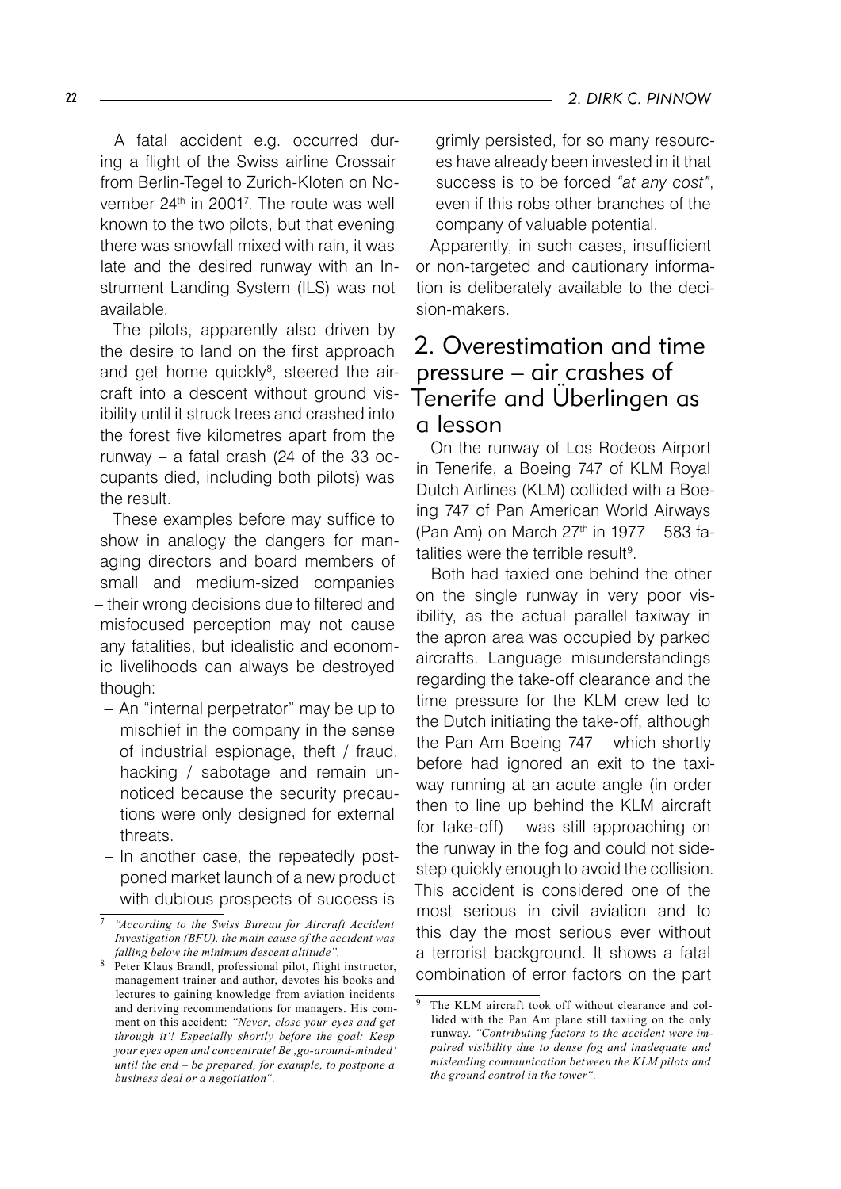A fatal accident e.g. occurred during a flight of the Swiss airline Crossair from Berlin-Tegel to Zurich-Kloten on November 24th in 2001[7]. The route was well known to the two pilots, but that evening there was snowfall mixed with rain, it was late and the desired runway with an Instrument Landing System (ILS) was not available.

The pilots, apparently also driven by the desire to land on the first approach and get home quickly[8], steered the aircraft into a descent without ground visibility until it struck trees and crashed into the forest five kilometres apart from the runway – a fatal crash (24 of the 33 occupants died, including both pilots) was the result.

These examples before may suffice to show in analogy the dangers for managing directors and board members of small and medium-sized companies – their wrong decisions due to filtered and misfocused perception may not cause any fatalities, but idealistic and economic livelihoods can always be destroyed though:

- An "internal perpetrator" may be up to mischief in the company in the sense of industrial espionage, theft / fraud, hacking / sabotage and remain unnoticed because the security precautions were only designed for external threats.
- In another case, the repeatedly postponed market launch of a new product with dubious prospects of success is grimly persisted, for so many resources have already been invested in it that success is to be forced *"at any cost"*, even if this robs other branches of the company of valuable potential.

Apparently, in such cases, insufficient or non-targeted and cautionary information is deliberately available to the decision-makers.

## 2. Overestimation and time pressure – air crashes of Tenerife and Überlingen as a lesson

On the runway of Los Rodeos Airport in Tenerife, a Boeing 747 of KLM Royal Dutch Airlines (KLM) collided with a Boeing 747 of Pan American World Airways (Pan Am) on March 27th in 1977 – 583 fatalities were the terrible result[9].

Both had taxied one behind the other on the single runway in very poor visibility, as the actual parallel taxiway in the apron area was occupied by parked aircrafts. Language misunderstandings regarding the take-off clearance and the time pressure for the KLM crew led to the Dutch initiating the take-off, although the Pan Am Boeing 747 – which shortly before had ignored an exit to the taxiway running at an acute angle (in order then to line up behind the KLM aircraft for take-off) – was still approaching on the runway in the fog and could not sidestep quickly enough to avoid the collision. This accident is considered one of the most serious in civil aviation and to this day the most serious ever without a terrorist background. It shows a fatal combination of error factors on the part

---

[7] *"According to the Swiss Bureau for Aircraft Accident Investigation (BFU), the main cause of the accident was falling below the minimum descent altitude".*

[8] Peter Klaus Brandl, professional pilot, flight instructor, management trainer and author, devotes his books and lectures to gaining knowledge from aviation incidents and deriving recommendations for managers. His comment on this accident: *"Never, close your eyes and get through it'! Especially shortly before the goal: Keep your eyes open and concentrate! Be ‚go-around-minded' until the end – be prepared, for example, to postpone a business deal or a negotiation".*

[9] The KLM aircraft took off without clearance and collided with the Pan Am plane still taxiing on the only runway. *"Contributing factors to the accident were impaired visibility due to dense fog and inadequate and misleading communication between the KLM pilots and the ground control in the tower".*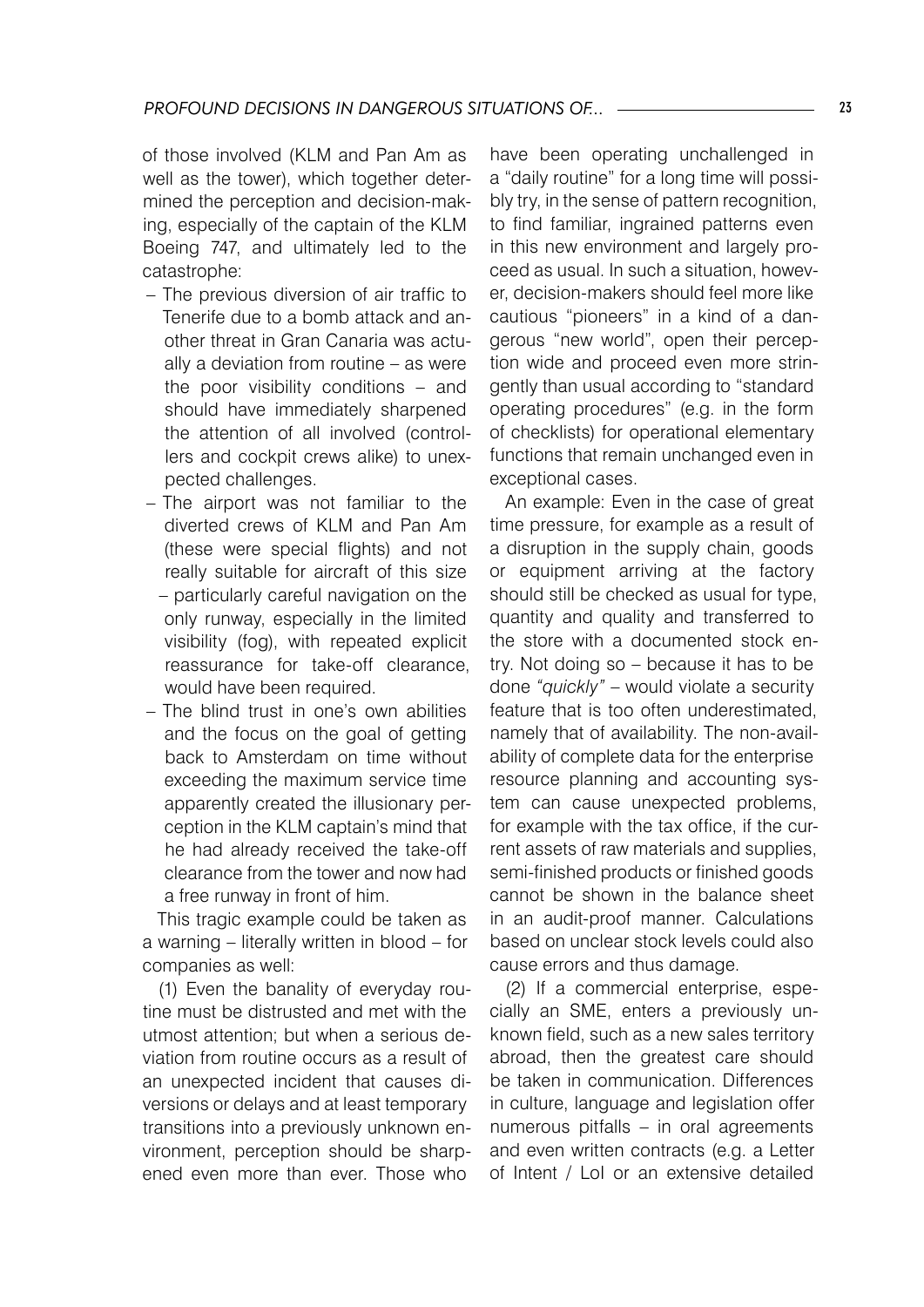of those involved (KLM and Pan Am as well as the tower), which together determined the perception and decision-making, especially of the captain of the KLM Boeing 747, and ultimately led to the catastrophe:

- The previous diversion of air traffic to Tenerife due to a bomb attack and another threat in Gran Canaria was actually a deviation from routine – as were the poor visibility conditions – and should have immediately sharpened the attention of all involved (controllers and cockpit crews alike) to unexpected challenges.
- The airport was not familiar to the diverted crews of KLM and Pan Am (these were special flights) and not really suitable for aircraft of this size – particularly careful navigation on the only runway, especially in the limited visibility (fog), with repeated explicit reassurance for take-off clearance, would have been required.
- The blind trust in one's own abilities and the focus on the goal of getting back to Amsterdam on time without exceeding the maximum service time apparently created the illusionary perception in the KLM captain's mind that he had already received the take-off clearance from the tower and now had a free runway in front of him.

This tragic example could be taken as a warning – literally written in blood – for companies as well:

(1) Even the banality of everyday routine must be distrusted and met with the utmost attention; but when a serious deviation from routine occurs as a result of an unexpected incident that causes diversions or delays and at least temporary transitions into a previously unknown environment, perception should be sharpened even more than ever. Those who have been operating unchallenged in a "daily routine" for a long time will possibly try, in the sense of pattern recognition, to find familiar, ingrained patterns even in this new environment and largely proceed as usual. In such a situation, however, decision-makers should feel more like cautious "pioneers" in a kind of a dangerous "new world", open their perception wide and proceed even more stringently than usual according to "standard operating procedures" (e.g. in the form of checklists) for operational elementary functions that remain unchanged even in exceptional cases.

An example: Even in the case of great time pressure, for example as a result of a disruption in the supply chain, goods or equipment arriving at the factory should still be checked as usual for type, quantity and quality and transferred to the store with a documented stock entry. Not doing so – because it has to be done *"quickly"* – would violate a security feature that is too often underestimated, namely that of availability. The non-availability of complete data for the enterprise resource planning and accounting system can cause unexpected problems, for example with the tax office, if the current assets of raw materials and supplies, semi-finished products or finished goods cannot be shown in the balance sheet in an audit-proof manner. Calculations based on unclear stock levels could also cause errors and thus damage.

(2) If a commercial enterprise, especially an SME, enters a previously unknown field, such as a new sales territory abroad, then the greatest care should be taken in communication. Differences in culture, language and legislation offer numerous pitfalls – in oral agreements and even written contracts (e.g. a Letter of Intent / LoI or an extensive detailed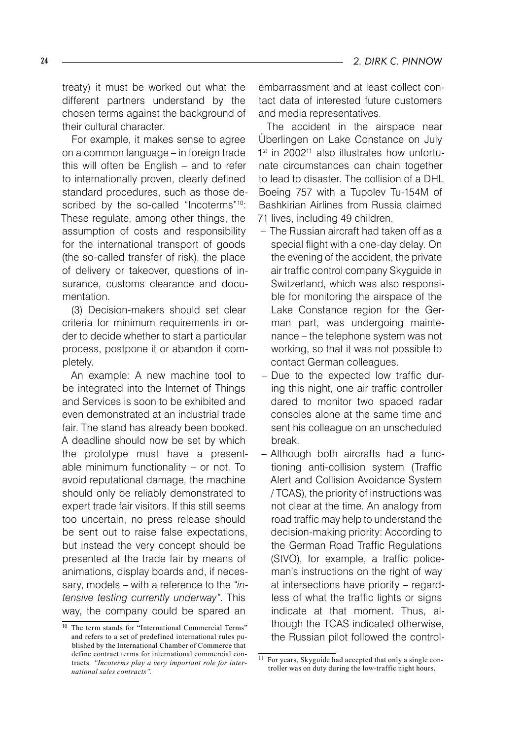treaty) it must be worked out what the different partners understand by the chosen terms against the background of their cultural character.

For example, it makes sense to agree on a common language – in foreign trade this will often be English – and to refer to internationally proven, clearly defined standard procedures, such as those described by the so-called "Incoterms"[10]: These regulate, among other things, the assumption of costs and responsibility for the international transport of goods (the so-called transfer of risk), the place of delivery or takeover, questions of insurance, customs clearance and documentation.

(3) Decision-makers should set clear criteria for minimum requirements in order to decide whether to start a particular process, postpone it or abandon it completely.

An example: A new machine tool to be integrated into the Internet of Things and Services is soon to be exhibited and even demonstrated at an industrial trade fair. The stand has already been booked. A deadline should now be set by which the prototype must have a presentable minimum functionality – or not. To avoid reputational damage, the machine should only be reliably demonstrated to expert trade fair visitors. If this still seems too uncertain, no press release should be sent out to raise false expectations, but instead the very concept should be presented at the trade fair by means of animations, display boards and, if necessary, models – with a reference to the *"intensive testing currently underway"*. This way, the company could be spared an embarrassment and at least collect contact data of interested future customers and media representatives.

The accident in the airspace near Überlingen on Lake Constance on July 1st in 2002[11] also illustrates how unfortunate circumstances can chain together to lead to disaster. The collision of a DHL Boeing 757 with a Tupolev Tu-154M of Bashkirian Airlines from Russia claimed 71 lives, including 49 children.

- The Russian aircraft had taken off as a special flight with a one-day delay. On the evening of the accident, the private air traffic control company Skyguide in Switzerland, which was also responsible for monitoring the airspace of the Lake Constance region for the German part, was undergoing maintenance – the telephone system was not working, so that it was not possible to contact German colleagues.
- Due to the expected low traffic during this night, one air traffic controller dared to monitor two spaced radar consoles alone at the same time and sent his colleague on an unscheduled break.
- Although both aircrafts had a functioning anti-collision system (Traffic Alert and Collision Avoidance System / TCAS), the priority of instructions was not clear at the time. An analogy from road traffic may help to understand the decision-making priority: According to the German Road Traffic Regulations (StVO), for example, a traffic policeman's instructions on the right of way at intersections have priority – regardless of what the traffic lights or signs indicate at that moment. Thus, although the TCAS indicated otherwise, the Russian pilot followed the control-

[10] The term stands for "International Commercial Terms" and refers to a set of predefined international rules published by the International Chamber of Commerce that define contract terms for international commercial contracts. *"Incoterms play a very important role for international sales contracts".*

[11] For years, Skyguide had accepted that only a single controller was on duty during the low-traffic night hours.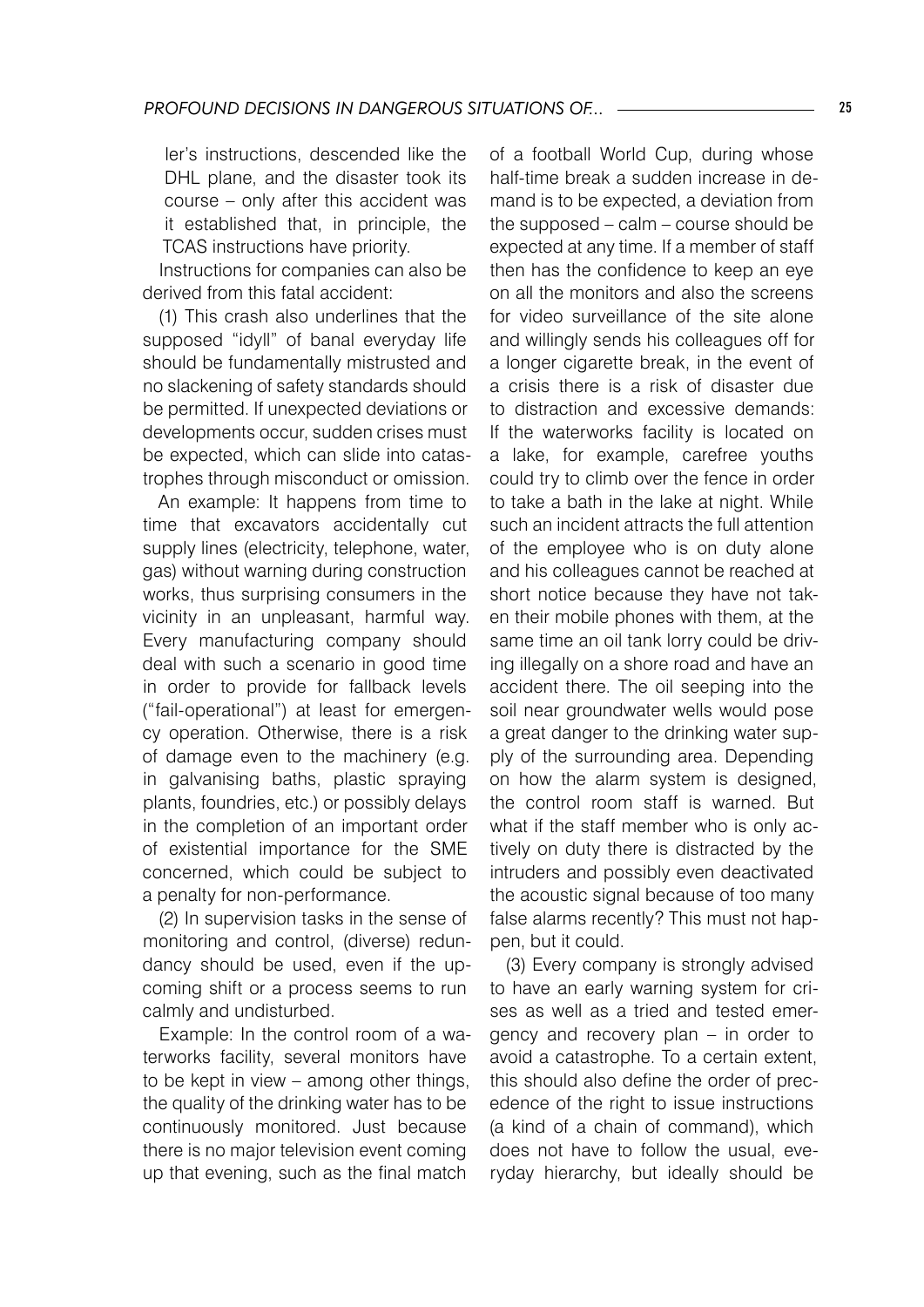ler's instructions, descended like the DHL plane, and the disaster took its course – only after this accident was it established that, in principle, the TCAS instructions have priority.

Instructions for companies can also be derived from this fatal accident:

(1) This crash also underlines that the supposed "idyll" of banal everyday life should be fundamentally mistrusted and no slackening of safety standards should be permitted. If unexpected deviations or developments occur, sudden crises must be expected, which can slide into catastrophes through misconduct or omission.

An example: It happens from time to time that excavators accidentally cut supply lines (electricity, telephone, water, gas) without warning during construction works, thus surprising consumers in the vicinity in an unpleasant, harmful way. Every manufacturing company should deal with such a scenario in good time in order to provide for fallback levels ("fail-operational") at least for emergency operation. Otherwise, there is a risk of damage even to the machinery (e.g. in galvanising baths, plastic spraying plants, foundries, etc.) or possibly delays in the completion of an important order of existential importance for the SME concerned, which could be subject to a penalty for non-performance.

(2) In supervision tasks in the sense of monitoring and control, (diverse) redundancy should be used, even if the upcoming shift or a process seems to run calmly and undisturbed.

Example: In the control room of a waterworks facility, several monitors have to be kept in view – among other things, the quality of the drinking water has to be continuously monitored. Just because there is no major television event coming up that evening, such as the final match of a football World Cup, during whose half-time break a sudden increase in demand is to be expected, a deviation from the supposed – calm – course should be expected at any time. If a member of staff then has the confidence to keep an eye on all the monitors and also the screens for video surveillance of the site alone and willingly sends his colleagues off for a longer cigarette break, in the event of a crisis there is a risk of disaster due to distraction and excessive demands: If the waterworks facility is located on a lake, for example, carefree youths could try to climb over the fence in order to take a bath in the lake at night. While such an incident attracts the full attention of the employee who is on duty alone and his colleagues cannot be reached at short notice because they have not taken their mobile phones with them, at the same time an oil tank lorry could be driving illegally on a shore road and have an accident there. The oil seeping into the soil near groundwater wells would pose a great danger to the drinking water supply of the surrounding area. Depending on how the alarm system is designed, the control room staff is warned. But what if the staff member who is only actively on duty there is distracted by the intruders and possibly even deactivated the acoustic signal because of too many false alarms recently? This must not happen, but it could.

(3) Every company is strongly advised to have an early warning system for crises as well as a tried and tested emergency and recovery plan – in order to avoid a catastrophe. To a certain extent, this should also define the order of precedence of the right to issue instructions (a kind of a chain of command), which does not have to follow the usual, everyday hierarchy, but ideally should be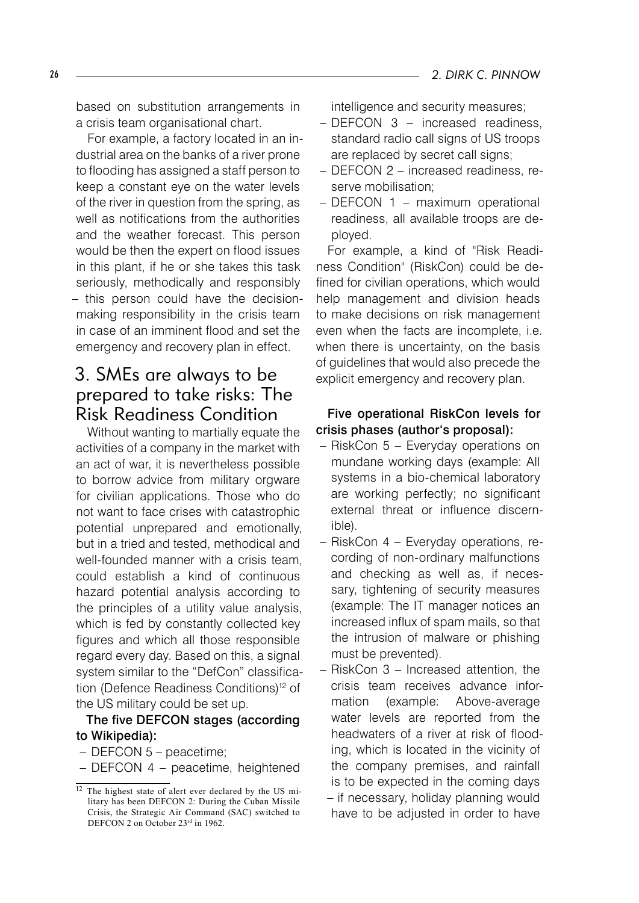based on substitution arrangements in a crisis team organisational chart.

For example, a factory located in an industrial area on the banks of a river prone to flooding has assigned a staff person to keep a constant eye on the water levels of the river in question from the spring, as well as notifications from the authorities and the weather forecast. This person would be then the expert on flood issues in this plant, if he or she takes this task seriously, methodically and responsibly – this person could have the decision-making responsibility in the crisis team in case of an imminent flood and set the emergency and recovery plan in effect.

## 3. SMEs are always to be prepared to take risks: The Risk Readiness Condition

Without wanting to martially equate the activities of a company in the market with an act of war, it is nevertheless possible to borrow advice from military orgware for civilian applications. Those who do not want to face crises with catastrophic potential unprepared and emotionally, but in a tried and tested, methodical and well-founded manner with a crisis team, could establish a kind of continuous hazard potential analysis according to the principles of a utility value analysis, which is fed by constantly collected key figures and which all those responsible regard every day. Based on this, a signal system similar to the "DefCon" classification (Defence Readiness Conditions)[12] of the US military could be set up.

**The five DEFCON stages (according to Wikipedia):**

- DEFCON 5 – peacetime;
- DEFCON 4 – peacetime, heightened intelligence and security measures;
- DEFCON 3 – increased readiness, standard radio call signs of US troops are replaced by secret call signs;
- DEFCON 2 – increased readiness, reserve mobilisation;
- DEFCON 1 – maximum operational readiness, all available troops are deployed.

For example, a kind of "Risk Readiness Condition" (RiskCon) could be defined for civilian operations, which would help management and division heads to make decisions on risk management even when the facts are incomplete, i.e. when there is uncertainty, on the basis of guidelines that would also precede the explicit emergency and recovery plan.

**Five operational RiskCon levels for crisis phases (author's proposal):**

- RiskCon 5 – Everyday operations on mundane working days (example: All systems in a bio-chemical laboratory are working perfectly; no significant external threat or influence discernible).
- RiskCon 4 – Everyday operations, recording of non-ordinary malfunctions and checking as well as, if necessary, tightening of security measures (example: The IT manager notices an increased influx of spam mails, so that the intrusion of malware or phishing must be prevented).
- RiskCon 3 – Increased attention, the crisis team receives advance information (example: Above-average water levels are reported from the headwaters of a river at risk of flooding, which is located in the vicinity of the company premises, and rainfall is to be expected in the coming days – if necessary, holiday planning would have to be adjusted in order to have

[12] The highest state of alert ever declared by the US military has been DEFCON 2: During the Cuban Missile Crisis, the Strategic Air Command (SAC) switched to DEFCON 2 on October 23rd in 1962.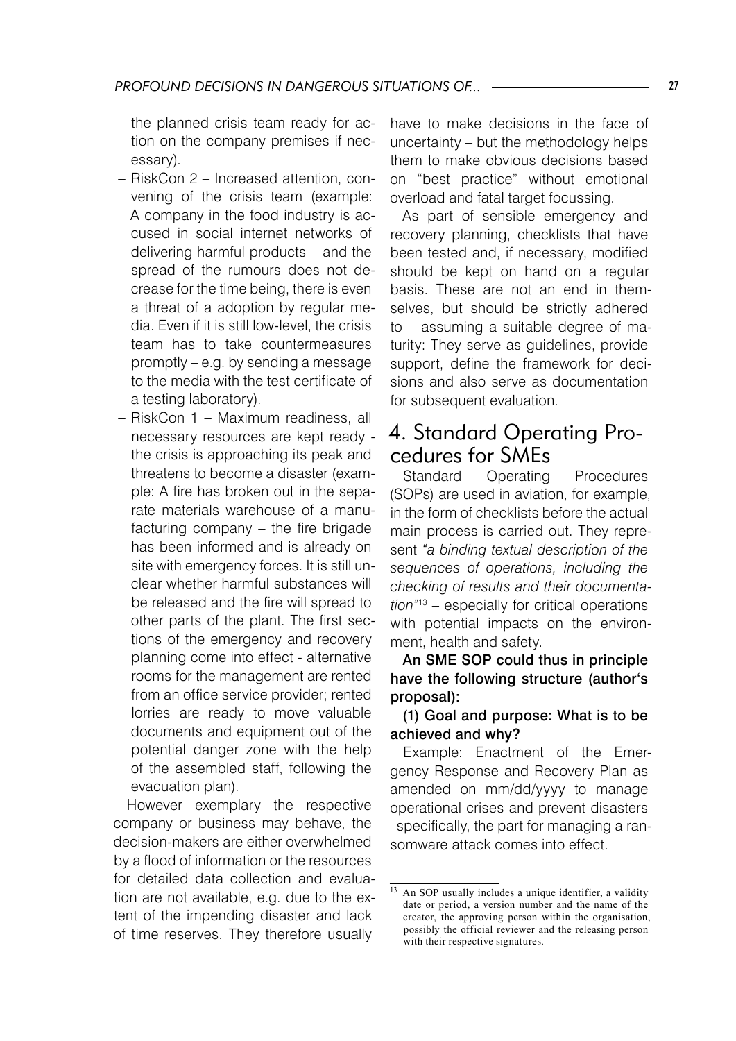the planned crisis team ready for action on the company premises if necessary).

- RiskCon 2 – Increased attention, convening of the crisis team (example: A company in the food industry is accused in social internet networks of delivering harmful products – and the spread of the rumours does not decrease for the time being, there is even a threat of a adoption by regular media. Even if it is still low-level, the crisis team has to take countermeasures promptly – e.g. by sending a message to the media with the test certificate of a testing laboratory).
- RiskCon 1 – Maximum readiness, all necessary resources are kept ready - the crisis is approaching its peak and threatens to become a disaster (example: A fire has broken out in the separate materials warehouse of a manufacturing company – the fire brigade has been informed and is already on site with emergency forces. It is still unclear whether harmful substances will be released and the fire will spread to other parts of the plant. The first sections of the emergency and recovery planning come into effect - alternative rooms for the management are rented from an office service provider; rented lorries are ready to move valuable documents and equipment out of the potential danger zone with the help of the assembled staff, following the evacuation plan).

However exemplary the respective company or business may behave, the decision-makers are either overwhelmed by a flood of information or the resources for detailed data collection and evaluation are not available, e.g. due to the extent of the impending disaster and lack of time reserves. They therefore usually have to make decisions in the face of uncertainty – but the methodology helps them to make obvious decisions based on "best practice" without emotional overload and fatal target focussing.

As part of sensible emergency and recovery planning, checklists that have been tested and, if necessary, modified should be kept on hand on a regular basis. These are not an end in themselves, but should be strictly adhered to – assuming a suitable degree of maturity: They serve as guidelines, provide support, define the framework for decisions and also serve as documentation for subsequent evaluation.

## 4. Standard Operating Procedures for SMEs

Standard Operating Procedures (SOPs) are used in aviation, for example, in the form of checklists before the actual main process is carried out. They represent *"a binding textual description of the sequences of operations, including the checking of results and their documentation"*[13] – especially for critical operations with potential impacts on the environment, health and safety.

**An SME SOP could thus in principle have the following structure (author's proposal):**

**(1) Goal and purpose: What is to be achieved and why?**

Example: Enactment of the Emergency Response and Recovery Plan as amended on mm/dd/yyyy to manage operational crises and prevent disasters – specifically, the part for managing a ransomware attack comes into effect.

[13] An SOP usually includes a unique identifier, a validity date or period, a version number and the name of the creator, the approving person within the organisation, possibly the official reviewer and the releasing person with their respective signatures.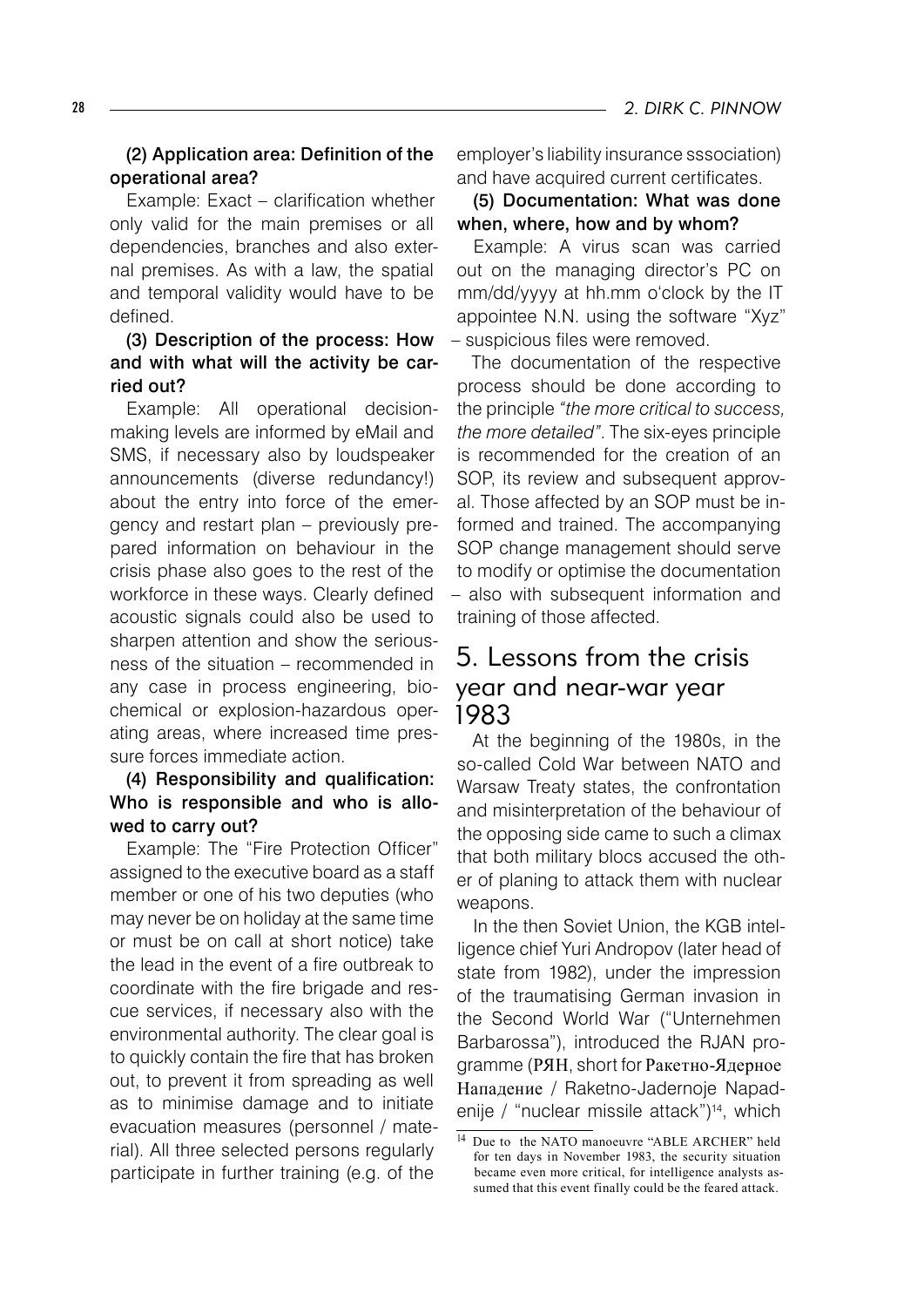**(2) Application area: Definition of the operational area?**

Example: Exact – clarification whether only valid for the main premises or all dependencies, branches and also external premises. As with a law, the spatial and temporal validity would have to be defined.

**(3) Description of the process: How and with what will the activity be carried out?**

Example: All operational decision-making levels are informed by eMail and SMS, if necessary also by loudspeaker announcements (diverse redundancy!) about the entry into force of the emergency and restart plan – previously prepared information on behaviour in the crisis phase also goes to the rest of the workforce in these ways. Clearly defined acoustic signals could also be used to sharpen attention and show the seriousness of the situation – recommended in any case in process engineering, biochemical or explosion-hazardous operating areas, where increased time pressure forces immediate action.

**(4) Responsibility and qualification: Who is responsible and who is allowed to carry out?**

Example: The "Fire Protection Officer" assigned to the executive board as a staff member or one of his two deputies (who may never be on holiday at the same time or must be on call at short notice) take the lead in the event of a fire outbreak to coordinate with the fire brigade and rescue services, if necessary also with the environmental authority. The clear goal is to quickly contain the fire that has broken out, to prevent it from spreading as well as to minimise damage and to initiate evacuation measures (personnel / material). All three selected persons regularly participate in further training (e.g. of the employer's liability insurance sssociation) and have acquired current certificates.

**(5) Documentation: What was done when, where, how and by whom?**

Example: A virus scan was carried out on the managing director's PC on mm/dd/yyyy at hh.mm o'clock by the IT appointee N.N. using the software "Xyz" – suspicious files were removed.

The documentation of the respective process should be done according to the principle *"the more critical to success, the more detailed"*. The six-eyes principle is recommended for the creation of an SOP, its review and subsequent approval. Those affected by an SOP must be informed and trained. The accompanying SOP change management should serve to modify or optimise the documentation – also with subsequent information and training of those affected.

## 5. Lessons from the crisis year and near-war year 1983

At the beginning of the 1980s, in the so-called Cold War between NATO and Warsaw Treaty states, the confrontation and misinterpretation of the behaviour of the opposing side came to such a climax that both military blocs accused the other of planing to attack them with nuclear weapons.

In the then Soviet Union, the KGB intelligence chief Yuri Andropov (later head of state from 1982), under the impression of the traumatising German invasion in the Second World War ("Unternehmen Barbarossa"), introduced the RJAN programme (РЯН, short for Ракетно-Ядерное Нападение / Raketno-Jadernoje Napadenije / "nuclear missile attack")[14], which

[14] Due to the NATO manoeuvre "ABLE ARCHER" held for ten days in November 1983, the security situation became even more critical, for intelligence analysts assumed that this event finally could be the feared attack.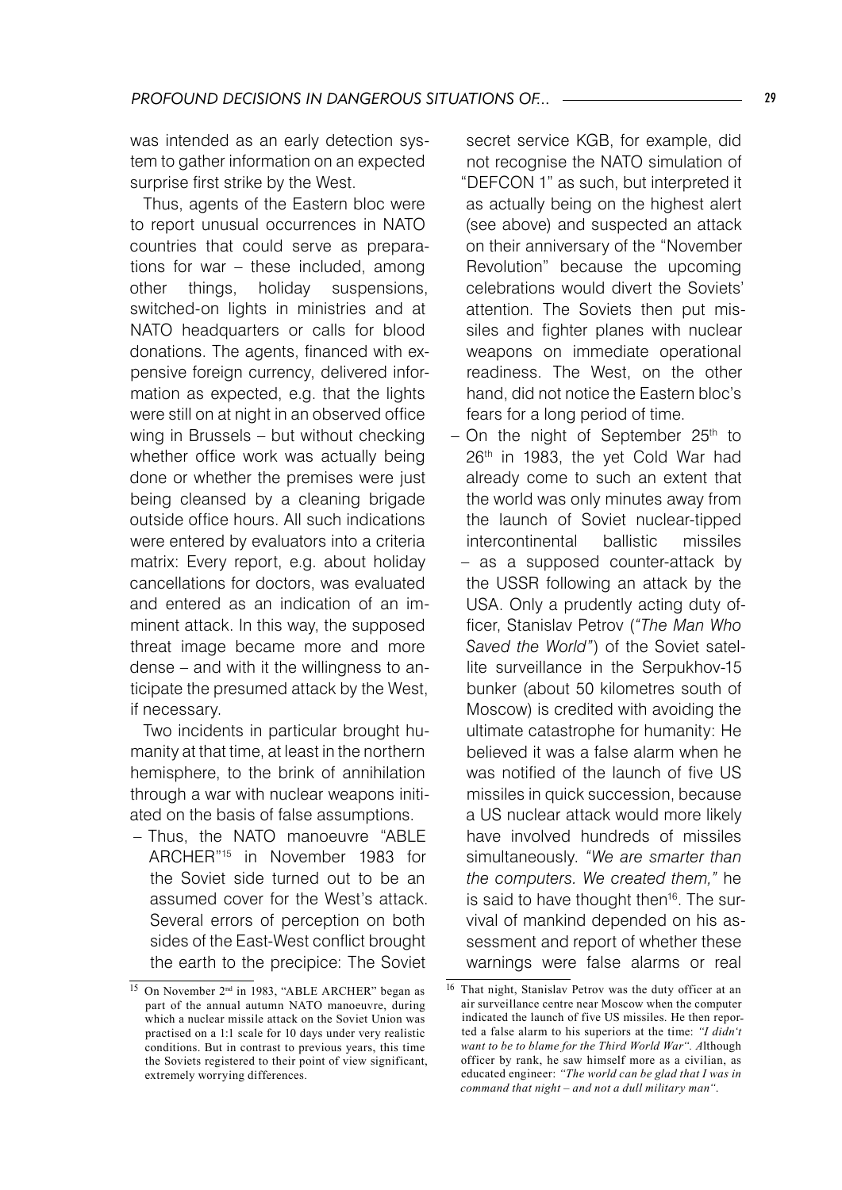was intended as an early detection system to gather information on an expected surprise first strike by the West.

Thus, agents of the Eastern bloc were to report unusual occurrences in NATO countries that could serve as preparations for war – these included, among other things, holiday suspensions, switched-on lights in ministries and at NATO headquarters or calls for blood donations. The agents, financed with expensive foreign currency, delivered information as expected, e.g. that the lights were still on at night in an observed office wing in Brussels – but without checking whether office work was actually being done or whether the premises were just being cleansed by a cleaning brigade outside office hours. All such indications were entered by evaluators into a criteria matrix: Every report, e.g. about holiday cancellations for doctors, was evaluated and entered as an indication of an imminent attack. In this way, the supposed threat image became more and more dense – and with it the willingness to anticipate the presumed attack by the West, if necessary.

Two incidents in particular brought humanity at that time, at least in the northern hemisphere, to the brink of annihilation through a war with nuclear weapons initiated on the basis of false assumptions.

- Thus, the NATO manoeuvre "ABLE ARCHER"[15] in November 1983 for the Soviet side turned out to be an assumed cover for the West's attack. Several errors of perception on both sides of the East-West conflict brought the earth to the precipice: The Soviet secret service KGB, for example, did not recognise the NATO simulation of "DEFCON 1" as such, but interpreted it as actually being on the highest alert (see above) and suspected an attack on their anniversary of the "November Revolution" because the upcoming celebrations would divert the Soviets' attention. The Soviets then put missiles and fighter planes with nuclear weapons on immediate operational readiness. The West, on the other hand, did not notice the Eastern bloc's fears for a long period of time.
- On the night of September 25th to 26th in 1983, the yet Cold War had already come to such an extent that the world was only minutes away from the launch of Soviet nuclear-tipped intercontinental ballistic missiles – as a supposed counter-attack by the USSR following an attack by the USA. Only a prudently acting duty officer, Stanislav Petrov (*"The Man Who Saved the World"*) of the Soviet satellite surveillance in the Serpukhov-15 bunker (about 50 kilometres south of Moscow) is credited with avoiding the ultimate catastrophe for humanity: He believed it was a false alarm when he was notified of the launch of five US missiles in quick succession, because a US nuclear attack would more likely have involved hundreds of missiles simultaneously. *"We are smarter than the computers. We created them,"* he is said to have thought then[16]. The survival of mankind depended on his assessment and report of whether these warnings were false alarms or real

---

[15] On November 2nd in 1983, "ABLE ARCHER" began as part of the annual autumn NATO manoeuvre, during which a nuclear missile attack on the Soviet Union was practised on a 1:1 scale for 10 days under very realistic conditions. But in contrast to previous years, this time the Soviets registered to their point of view significant, extremely worrying differences.

[16] That night, Stanislav Petrov was the duty officer at an air surveillance centre near Moscow when the computer indicated the launch of five US missiles. He then reported a false alarm to his superiors at the time: *"I didn't want to be to blame for the Third World War". A*lthough officer by rank, he saw himself more as a civilian, as educated engineer: *"The world can be glad that I was in command that night – and not a dull military man".*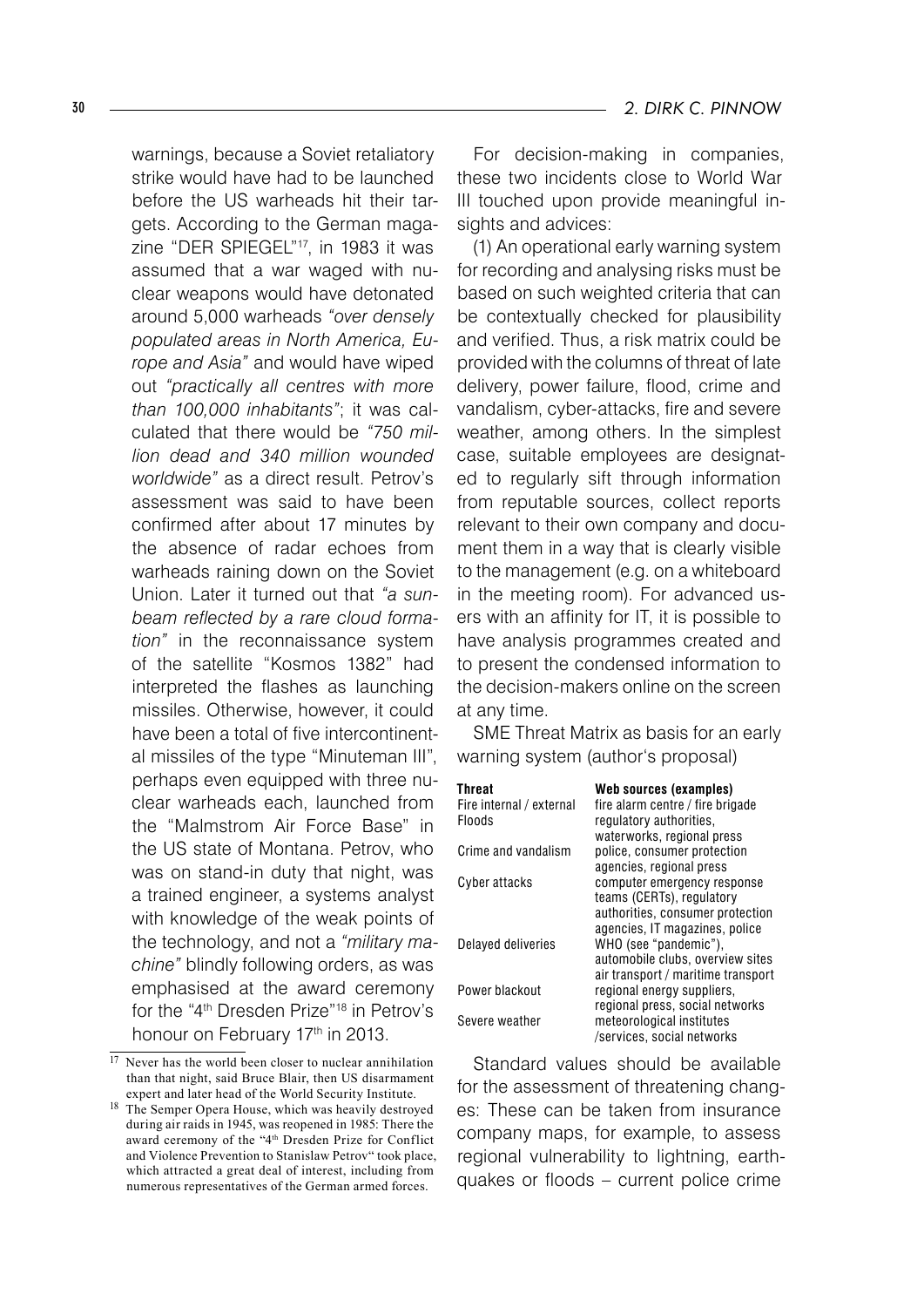warnings, because a Soviet retaliatory strike would have had to be launched before the US warheads hit their targets. According to the German magazine "DER SPIEGEL"[17], in 1983 it was assumed that a war waged with nuclear weapons would have detonated around 5,000 warheads *"over densely populated areas in North America, Europe and Asia"* and would have wiped out *"practically all centres with more than 100,000 inhabitants"*; it was calculated that there would be *"750 million dead and 340 million wounded worldwide"* as a direct result. Petrov's assessment was said to have been confirmed after about 17 minutes by the absence of radar echoes from warheads raining down on the Soviet Union. Later it turned out that *"a sunbeam reflected by a rare cloud formation"* in the reconnaissance system of the satellite "Kosmos 1382" had interpreted the flashes as launching missiles. Otherwise, however, it could have been a total of five intercontinental missiles of the type "Minuteman III", perhaps even equipped with three nuclear warheads each, launched from the "Malmstrom Air Force Base" in the US state of Montana. Petrov, who was on stand-in duty that night, was a trained engineer, a systems analyst with knowledge of the weak points of the technology, and not a *"military machine"* blindly following orders, as was emphasised at the award ceremony for the "4th Dresden Prize"[18] in Petrov's honour on February 17th in 2013.

For decision-making in companies, these two incidents close to World War III touched upon provide meaningful insights and advices:

(1) An operational early warning system for recording and analysing risks must be based on such weighted criteria that can be contextually checked for plausibility and verified. Thus, a risk matrix could be provided with the columns of threat of late delivery, power failure, flood, crime and vandalism, cyber-attacks, fire and severe weather, among others. In the simplest case, suitable employees are designated to regularly sift through information from reputable sources, collect reports relevant to their own company and document them in a way that is clearly visible to the management (e.g. on a whiteboard in the meeting room). For advanced users with an affinity for IT, it is possible to have analysis programmes created and to present the condensed information to the decision-makers online on the screen at any time.

SME Threat Matrix as basis for an early warning system (author's proposal)

| Threat | Web sources (examples) |
|---|---|
| Fire internal / external | fire alarm centre / fire brigade |
| Floods | regulatory authorities, waterworks, regional press |
| Crime and vandalism | police, consumer protection agencies, regional press |
| Cyber attacks | computer emergency response teams (CERTs), regulatory authorities, consumer protection agencies, IT magazines, police |
| Delayed deliveries | WHO (see "pandemic"), automobile clubs, overview sites air transport / maritime transport |
| Power blackout | regional energy suppliers, regional press, social networks |
| Severe weather | meteorological institutes /services, social networks |

Standard values should be available for the assessment of threatening changes: These can be taken from insurance company maps, for example, to assess regional vulnerability to lightning, earthquakes or floods – current police crime

[17] Never has the world been closer to nuclear annihilation than that night, said Bruce Blair, then US disarmament expert and later head of the World Security Institute.

[18] The Semper Opera House, which was heavily destroyed during air raids in 1945, was reopened in 1985: There the award ceremony of the "4th Dresden Prize for Conflict and Violence Prevention to Stanislaw Petrov" took place, which attracted a great deal of interest, including from numerous representatives of the German armed forces.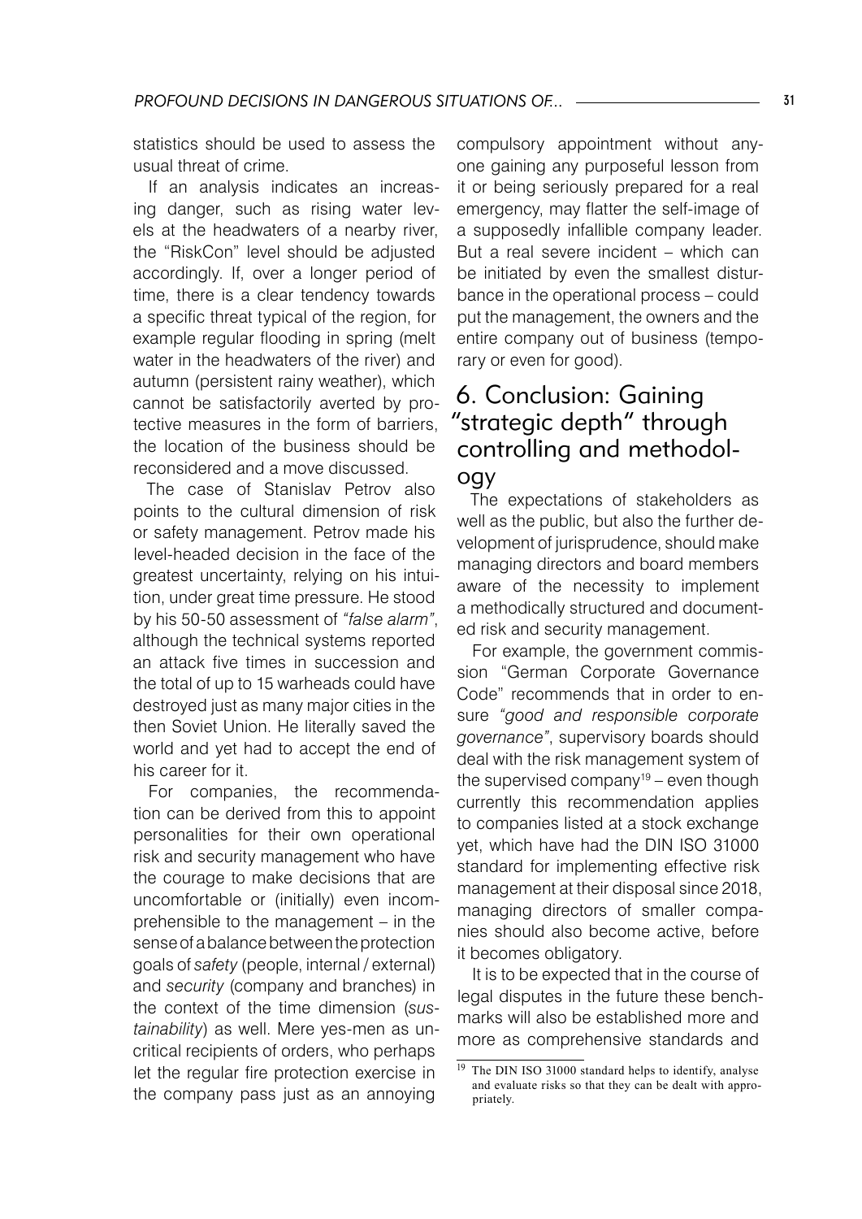statistics should be used to assess the usual threat of crime.

If an analysis indicates an increasing danger, such as rising water levels at the headwaters of a nearby river, the "RiskCon" level should be adjusted accordingly. If, over a longer period of time, there is a clear tendency towards a specific threat typical of the region, for example regular flooding in spring (melt water in the headwaters of the river) and autumn (persistent rainy weather), which cannot be satisfactorily averted by protective measures in the form of barriers, the location of the business should be reconsidered and a move discussed.

The case of Stanislav Petrov also points to the cultural dimension of risk or safety management. Petrov made his level-headed decision in the face of the greatest uncertainty, relying on his intuition, under great time pressure. He stood by his 50-50 assessment of *"false alarm"*, although the technical systems reported an attack five times in succession and the total of up to 15 warheads could have destroyed just as many major cities in the then Soviet Union. He literally saved the world and yet had to accept the end of his career for it.

For companies, the recommendation can be derived from this to appoint personalities for their own operational risk and security management who have the courage to make decisions that are uncomfortable or (initially) even incomprehensible to the management – in the sense of a balance between the protection goals of *safety* (people, internal / external) and *security* (company and branches) in the context of the time dimension (*sustainability*) as well. Mere yes-men as uncritical recipients of orders, who perhaps let the regular fire protection exercise in the company pass just as an annoying compulsory appointment without anyone gaining any purposeful lesson from it or being seriously prepared for a real emergency, may flatter the self-image of a supposedly infallible company leader. But a real severe incident – which can be initiated by even the smallest disturbance in the operational process – could put the management, the owners and the entire company out of business (temporary or even for good).

## 6. Conclusion: Gaining "strategic depth" through controlling and methodology

The expectations of stakeholders as well as the public, but also the further development of jurisprudence, should make managing directors and board members aware of the necessity to implement a methodically structured and documented risk and security management.

For example, the government commission "German Corporate Governance Code" recommends that in order to ensure *"good and responsible corporate governance"*, supervisory boards should deal with the risk management system of the supervised company[19] – even though currently this recommendation applies to companies listed at a stock exchange yet, which have had the DIN ISO 31000 standard for implementing effective risk management at their disposal since 2018, managing directors of smaller companies should also become active, before it becomes obligatory.

It is to be expected that in the course of legal disputes in the future these benchmarks will also be established more and more as comprehensive standards and

[19] The DIN ISO 31000 standard helps to identify, analyse and evaluate risks so that they can be dealt with appropriately.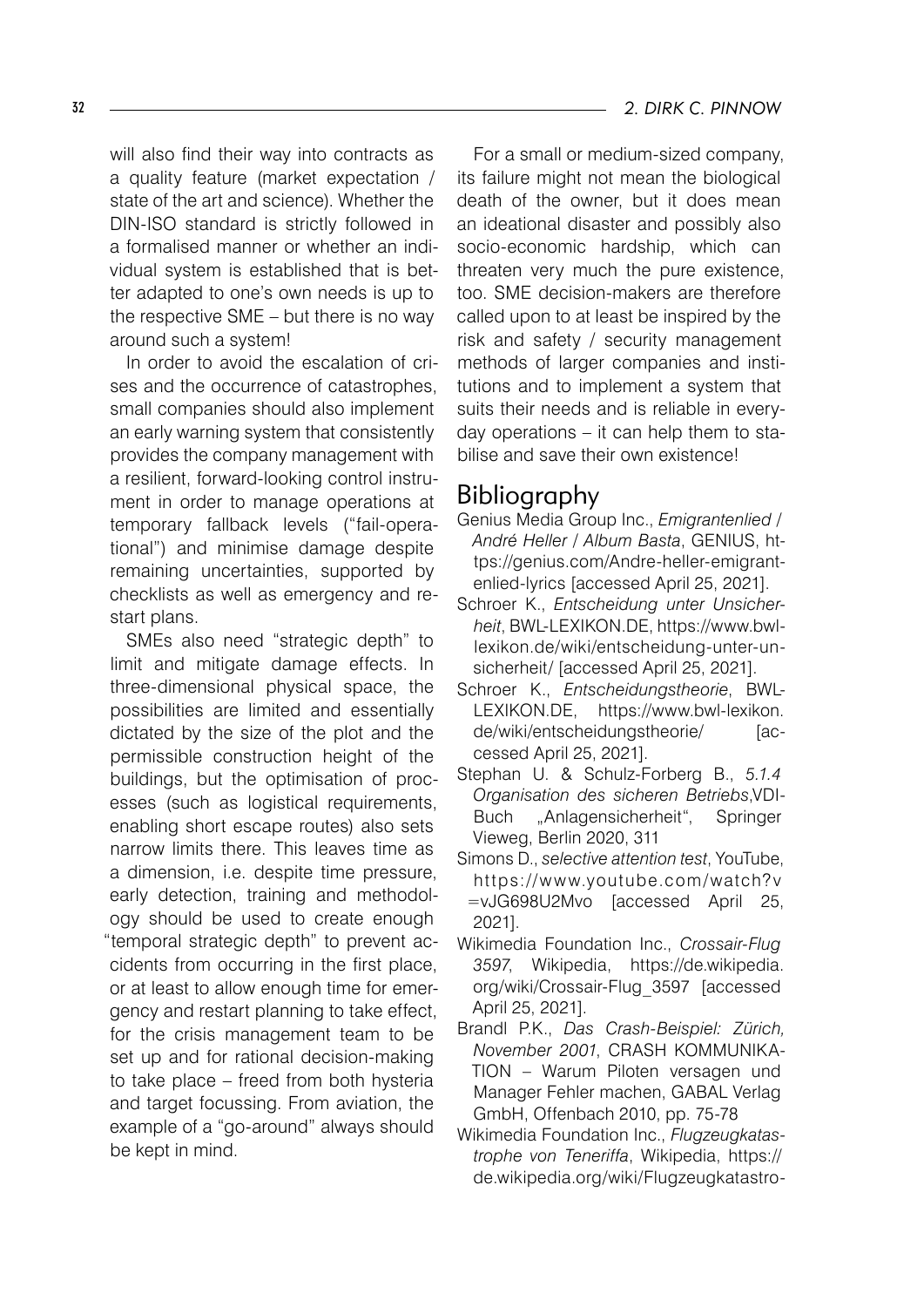will also find their way into contracts as a quality feature (market expectation / state of the art and science). Whether the DIN-ISO standard is strictly followed in a formalised manner or whether an individual system is established that is better adapted to one's own needs is up to the respective SME – but there is no way around such a system!

In order to avoid the escalation of crises and the occurrence of catastrophes, small companies should also implement an early warning system that consistently provides the company management with a resilient, forward-looking control instrument in order to manage operations at temporary fallback levels ("fail-operational") and minimise damage despite remaining uncertainties, supported by checklists as well as emergency and restart plans.

SMEs also need "strategic depth" to limit and mitigate damage effects. In three-dimensional physical space, the possibilities are limited and essentially dictated by the size of the plot and the permissible construction height of the buildings, but the optimisation of processes (such as logistical requirements, enabling short escape routes) also sets narrow limits there. This leaves time as a dimension, i.e. despite time pressure, early detection, training and methodology should be used to create enough "temporal strategic depth" to prevent accidents from occurring in the first place, or at least to allow enough time for emergency and restart planning to take effect, for the crisis management team to be set up and for rational decision-making to take place – freed from both hysteria and target focussing. From aviation, the example of a "go-around" always should be kept in mind.

For a small or medium-sized company, its failure might not mean the biological death of the owner, but it does mean an ideational disaster and possibly also socio-economic hardship, which can threaten very much the pure existence, too. SME decision-makers are therefore called upon to at least be inspired by the risk and safety / security management methods of larger companies and institutions and to implement a system that suits their needs and is reliable in everyday operations – it can help them to stabilise and save their own existence!

## Bibliography

Genius Media Group Inc., *Emigrantenlied / André Heller / Album Basta*, GENIUS, https://genius.com/Andre-heller-emigrantenlied-lyrics [accessed April 25, 2021].

Schroer K., *Entscheidung unter Unsicherheit*, BWL-LEXIKON.DE, https://www.bwl-lexikon.de/wiki/entscheidung-unter-unsicherheit/ [accessed April 25, 2021].

Schroer K., *Entscheidungstheorie*, BWL-LEXIKON.DE, https://www.bwl-lexikon.de/wiki/entscheidungstheorie/ [accessed April 25, 2021].

Stephan U. & Schulz-Forberg B., *5.1.4 Organisation des sicheren Betriebs*,VDI-Buch „Anlagensicherheit", Springer Vieweg, Berlin 2020, 311

Simons D., *selective attention test*, YouTube, https://www.youtube.com/watch?v=vJG698U2Mvo [accessed April 25, 2021].

Wikimedia Foundation Inc., *Crossair-Flug 3597*, Wikipedia, https://de.wikipedia.org/wiki/Crossair-Flug_3597 [accessed April 25, 2021].

Brandl P.K., *Das Crash-Beispiel: Zürich, November 2001*, CRASH KOMMUNIKATION – Warum Piloten versagen und Manager Fehler machen, GABAL Verlag GmbH, Offenbach 2010, pp. 75-78

Wikimedia Foundation Inc., *Flugzeugkatastrophe von Teneriffa*, Wikipedia, https://de.wikipedia.org/wiki/Flugzeugkatastro-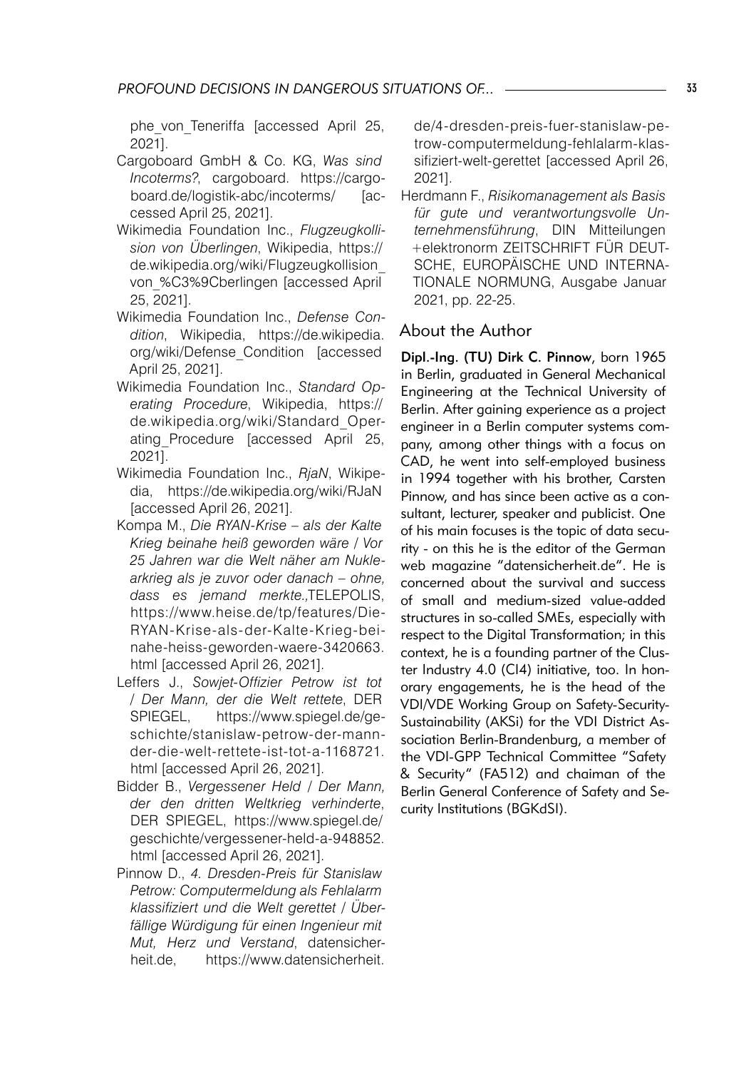phe_von_Teneriffa [accessed April 25, 2021].

Cargoboard GmbH & Co. KG, *Was sind Incoterms?*, cargoboard. https://cargoboard.de/logistik-abc/incoterms/ [accessed April 25, 2021].

Wikimedia Foundation Inc., *Flugzeugkollision von Überlingen*, Wikipedia, https://de.wikipedia.org/wiki/Flugzeugkollision_von_%C3%9Cberlingen [accessed April 25, 2021].

Wikimedia Foundation Inc., *Defense Condition*, Wikipedia, https://de.wikipedia.org/wiki/Defense_Condition [accessed April 25, 2021].

Wikimedia Foundation Inc., *Standard Operating Procedure*, Wikipedia, https://de.wikipedia.org/wiki/Standard_Operating_Procedure [accessed April 25, 2021].

Wikimedia Foundation Inc., *RjaN*, Wikipedia, https://de.wikipedia.org/wiki/RJaN [accessed April 26, 2021].

Kompa M., *Die RYAN-Krise – als der Kalte Krieg beinahe heiß geworden wäre / Vor 25 Jahren war die Welt näher am Nuklearkrieg als je zuvor oder danach – ohne, dass es jemand merkte.*,TELEPOLIS, https://www.heise.de/tp/features/Die-RYAN-Krise-als-der-Kalte-Krieg-beinahe-heiss-geworden-waere-3420663.html [accessed April 26, 2021].

Leffers J., *Sowjet-Offizier Petrow ist tot / Der Mann, der die Welt rettete*, DER SPIEGEL, https://www.spiegel.de/geschichte/stanislaw-petrow-der-mann-der-die-welt-rettete-ist-tot-a-1168721.html [accessed April 26, 2021].

Bidder B., *Vergessener Held / Der Mann, der den dritten Weltkrieg verhinderte*, DER SPIEGEL, https://www.spiegel.de/geschichte/vergessener-held-a-948852.html [accessed April 26, 2021].

Pinnow D., *4. Dresden-Preis für Stanislaw Petrow: Computermeldung als Fehlalarm klassifiziert und die Welt gerettet / Überfällige Würdigung für einen Ingenieur mit Mut, Herz und Verstand*, datensicherheit.de, https://www.datensicherheit.de/4-dresden-preis-fuer-stanislaw-petrow-computermeldung-fehlalarm-klassifiziert-welt-gerettet [accessed April 26, 2021].

Herdmann F., *Risikomanagement als Basis für gute und verantwortungsvolle Unternehmensführung*, DIN Mitteilungen +elektronorm ZEITSCHRIFT FÜR DEUTSCHE, EUROPÄISCHE UND INTERNATIONALE NORMUNG, Ausgabe Januar 2021, pp. 22-25.

## About the Author

**Dipl.-Ing. (TU) Dirk C. Pinnow**, born 1965 in Berlin, graduated in General Mechanical Engineering at the Technical University of Berlin. After gaining experience as a project engineer in a Berlin computer systems company, among other things with a focus on CAD, he went into self-employed business in 1994 together with his brother, Carsten Pinnow, and has since been active as a consultant, lecturer, speaker and publicist. One of his main focuses is the topic of data security - on this he is the editor of the German web magazine "datensicherheit.de". He is concerned about the survival and success of small and medium-sized value-added structures in so-called SMEs, especially with respect to the Digital Transformation; in this context, he is a founding partner of the Cluster Industry 4.0 (CI4) initiative, too. In honorary engagements, he is the head of the VDI/VDE Working Group on Safety-Security-Sustainability (AKSi) for the VDI District Association Berlin-Brandenburg, a member of the VDI-GPP Technical Committee "Safety & Security" (FA512) and chaiman of the Berlin General Conference of Safety and Security Institutions (BGKdSI).